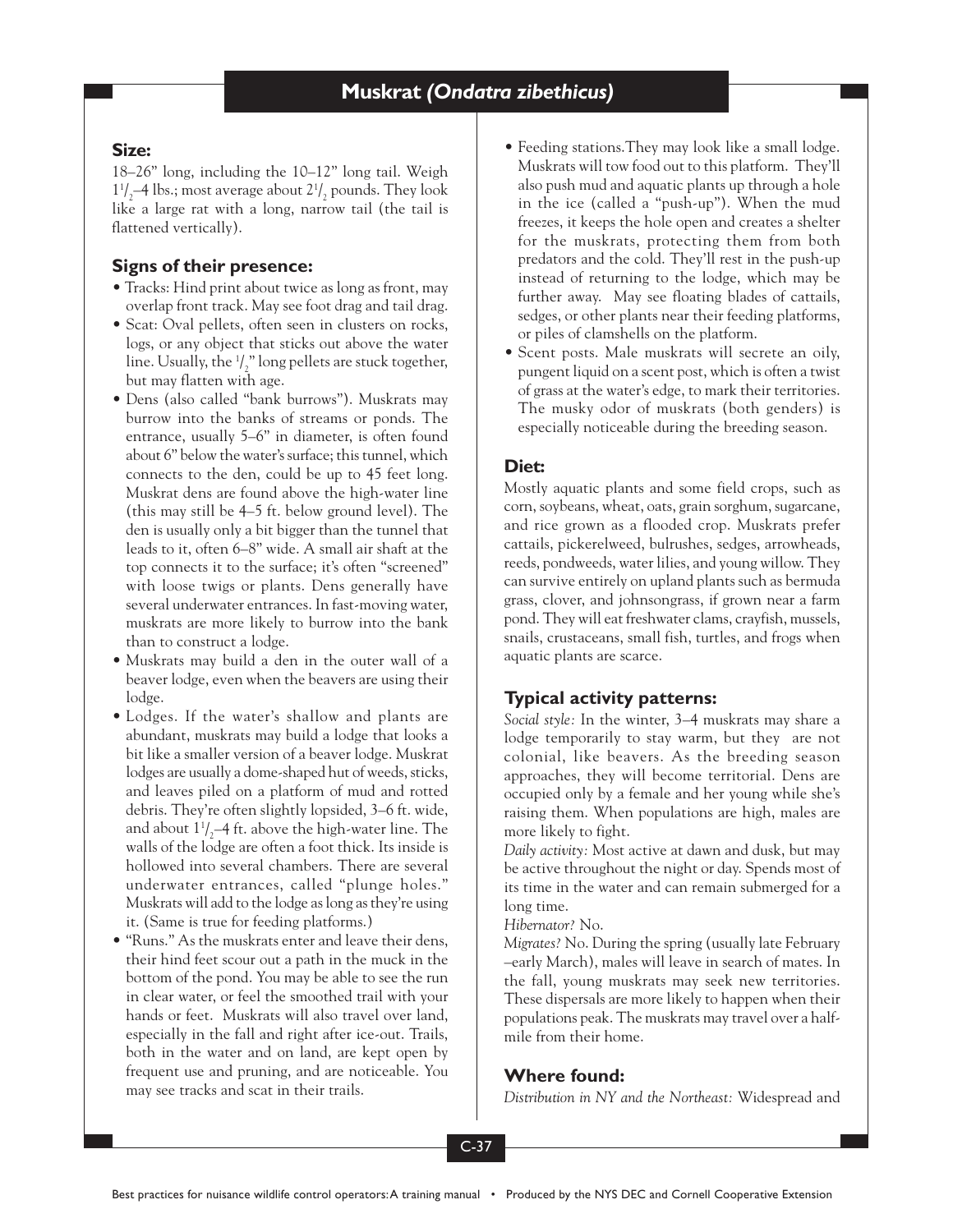# Muskrat *(Ondatra zibethicus)*

## Size:

18–26" long, including the 10–12" long tail. Weigh 1½–4 lbs.; most average about 2½ pounds. They look like a large rat with a long, narrow tail (the tail is flattened vertically).

## Signs of their presence:

- Tracks: Hind print about twice as long as front, may overlap front track. May see foot drag and tail drag.
- Scat: Oval pellets, often seen in clusters on rocks, logs, or any object that sticks out above the water line. Usually, the ½" long pellets are stuck together, but may flatten with age.
- Dens (also called "bank burrows"). Muskrats may burrow into the banks of streams or ponds. The entrance, usually 5–6" in diameter, is often found about 6" below the water's surface; this tunnel, which connects to the den, could be up to 45 feet long. Muskrat dens are found above the high-water line (this may still be 4–5 ft. below ground level). The den is usually only a bit bigger than the tunnel that leads to it, often 6–8" wide. A small air shaft at the top connects it to the surface; it's often "screened" with loose twigs or plants. Dens generally have several underwater entrances. In fast-moving water, muskrats are more likely to burrow into the bank than to construct a lodge.
- Muskrats may build a den in the outer wall of a beaver lodge, even when the beavers are using their lodge.
- Lodges. If the water's shallow and plants are abundant, muskrats may build a lodge that looks a bit like a smaller version of a beaver lodge. Muskrat lodges are usually a dome-shaped hut of weeds, sticks, and leaves piled on a platform of mud and rotted debris. They're often slightly lopsided, 3–6 ft. wide, and about 1½–4 ft. above the high-water line. The walls of the lodge are often a foot thick. Its inside is hollowed into several chambers. There are several underwater entrances, called "plunge holes." Muskrats will add to the lodge as long as they're using it. (Same is true for feeding platforms.)
- "Runs." As the muskrats enter and leave their dens, their hind feet scour out a path in the muck in the bottom of the pond. You may be able to see the run in clear water, or feel the smoothed trail with your hands or feet. Muskrats will also travel over land, especially in the fall and right after ice-out. Trails, both in the water and on land, are kept open by frequent use and pruning, and are noticeable. You may see tracks and scat in their trails.
- Feeding stations. They may look like a small lodge. Muskrats will tow food out to this platform. They'll also push mud and aquatic plants up through a hole in the ice (called a "push-up"). When the mud freezes, it keeps the hole open and creates a shelter for the muskrats, protecting them from both predators and the cold. They'll rest in the push-up instead of returning to the lodge, which may be further away. May see floating blades of cattails, sedges, or other plants near their feeding platforms, or piles of clamshells on the platform.
- Scent posts. Male muskrats will secrete an oily, pungent liquid on a scent post, which is often a twist of grass at the water's edge, to mark their territories. The musky odor of muskrats (both genders) is especially noticeable during the breeding season.

## Diet:

Mostly aquatic plants and some field crops, such as corn, soybeans, wheat, oats, grain sorghum, sugarcane, and rice grown as a flooded crop. Muskrats prefer cattails, pickerelweed, bulrushes, sedges, arrowheads, reeds, pondweeds, water lilies, and young willow. They can survive entirely on upland plants such as bermuda grass, clover, and johnsongrass, if grown near a farm pond. They will eat freshwater clams, crayfish, mussels, snails, crustaceans, small fish, turtles, and frogs when aquatic plants are scarce.

## Typical activity patterns:

*Social style:* In the winter, 3–4 muskrats may share a lodge temporarily to stay warm, but they are not colonial, like beavers. As the breeding season approaches, they will become territorial. Dens are occupied only by a female and her young while she's raising them. When populations are high, males are more likely to fight.

*Daily activity:* Most active at dawn and dusk, but may be active throughout the night or day. Spends most of its time in the water and can remain submerged for a long time.

*Hibernator?* No.

*Migrates?* No. During the spring (usually late February –early March), males will leave in search of mates. In the fall, young muskrats may seek new territories. These dispersals are more likely to happen when their populations peak. The muskrats may travel over a half-mile from their home.

## Where found:

*Distribution in NY and the Northeast:* Widespread and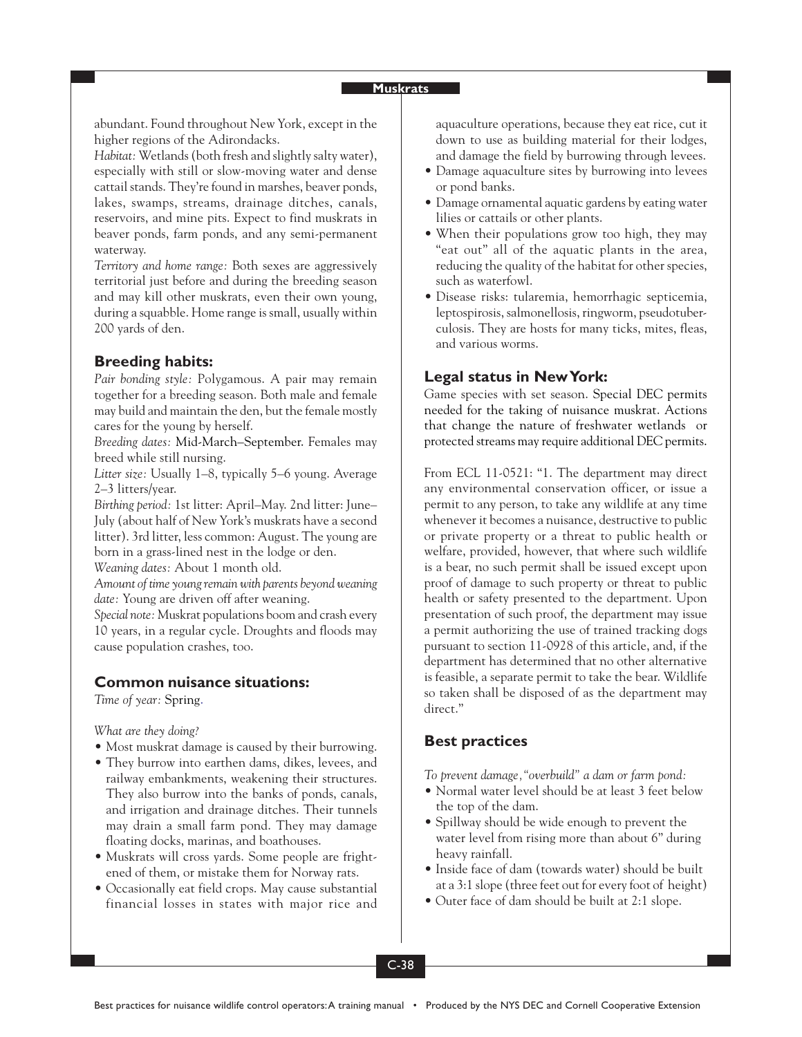abundant. Found throughout New York, except in the higher regions of the Adirondacks.

*Habitat:* Wetlands (both fresh and slightly salty water), especially with still or slow-moving water and dense cattail stands. They're found in marshes, beaver ponds, lakes, swamps, streams, drainage ditches, canals, reservoirs, and mine pits. Expect to find muskrats in beaver ponds, farm ponds, and any semi-permanent waterway.

*Territory and home range:* Both sexes are aggressively territorial just before and during the breeding season and may kill other muskrats, even their own young, during a squabble. Home range is small, usually within 200 yards of den.

## Breeding habits:

*Pair bonding style:* Polygamous. A pair may remain together for a breeding season. Both male and female may build and maintain the den, but the female mostly cares for the young by herself.

*Breeding dates:* Mid-March–September. Females may breed while still nursing.

*Litter size:* Usually 1–8, typically 5–6 young. Average 2–3 litters/year.

*Birthing period:* 1st litter: April–May. 2nd litter: June–July (about half of New York's muskrats have a second litter). 3rd litter, less common: August. The young are born in a grass-lined nest in the lodge or den.

*Weaning dates:* About 1 month old.

*Amount of time young remain with parents beyond weaning date:* Young are driven off after weaning.

*Special note:* Muskrat populations boom and crash every 10 years, in a regular cycle. Droughts and floods may cause population crashes, too.

## Common nuisance situations:

*Time of year:* Spring.

*What are they doing?*

- Most muskrat damage is caused by their burrowing.
- They burrow into earthen dams, dikes, levees, and railway embankments, weakening their structures. They also burrow into the banks of ponds, canals, and irrigation and drainage ditches. Their tunnels may drain a small farm pond. They may damage floating docks, marinas, and boathouses.
- Muskrats will cross yards. Some people are frightened of them, or mistake them for Norway rats.
- Occasionally eat field crops. May cause substantial financial losses in states with major rice and aquaculture operations, because they eat rice, cut it down to use as building material for their lodges, and damage the field by burrowing through levees.
- Damage aquaculture sites by burrowing into levees or pond banks.
- Damage ornamental aquatic gardens by eating water lilies or cattails or other plants.
- When their populations grow too high, they may "eat out" all of the aquatic plants in the area, reducing the quality of the habitat for other species, such as waterfowl.
- Disease risks: tularemia, hemorrhagic septicemia, leptospirosis, salmonellosis, ringworm, pseudotuberculosis. They are hosts for many ticks, mites, fleas, and various worms.

## Legal status in New York:

Game species with set season. Special DEC permits needed for the taking of nuisance muskrat. Actions that change the nature of freshwater wetlands or protected streams may require additional DEC permits.

From ECL 11-0521: "1. The department may direct any environmental conservation officer, or issue a permit to any person, to take any wildlife at any time whenever it becomes a nuisance, destructive to public or private property or a threat to public health or welfare, provided, however, that where such wildlife is a bear, no such permit shall be issued except upon proof of damage to such property or threat to public health or safety presented to the department. Upon presentation of such proof, the department may issue a permit authorizing the use of trained tracking dogs pursuant to section 11-0928 of this article, and, if the department has determined that no other alternative is feasible, a separate permit to take the bear. Wildlife so taken shall be disposed of as the department may direct."

## Best practices

*To prevent damage, "overbuild" a dam or farm pond:*

- Normal water level should be at least 3 feet below the top of the dam.
- Spillway should be wide enough to prevent the water level from rising more than about 6" during heavy rainfall.
- Inside face of dam (towards water) should be built at a 3:1 slope (three feet out for every foot of height)
- Outer face of dam should be built at 2:1 slope.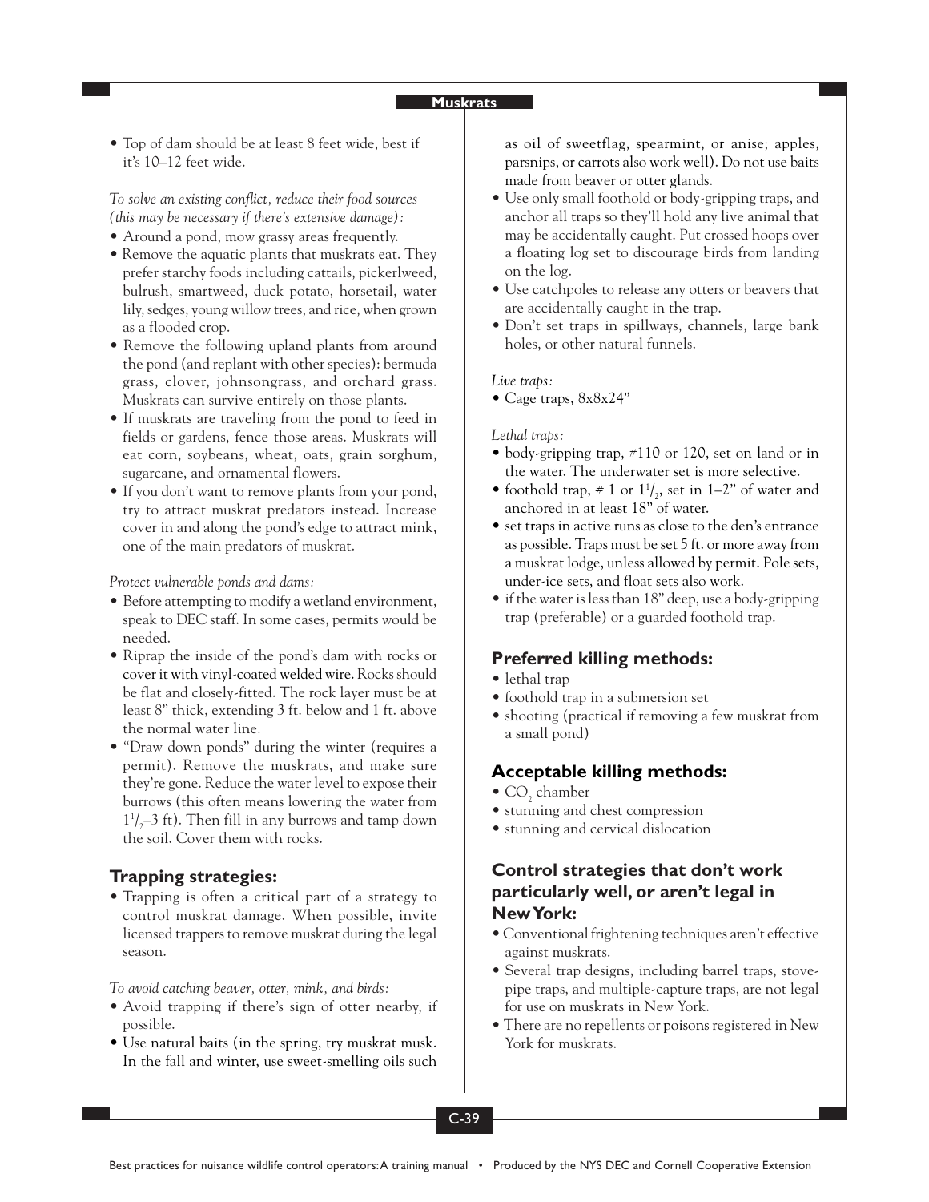- Top of dam should be at least 8 feet wide, best if it's 10–12 feet wide.

*To solve an existing conflict, reduce their food sources (this may be necessary if there's extensive damage):*

- Around a pond, mow grassy areas frequently.
- Remove the aquatic plants that muskrats eat. They prefer starchy foods including cattails, pickerlweed, bulrush, smartweed, duck potato, horsetail, water lily, sedges, young willow trees, and rice, when grown as a flooded crop.
- Remove the following upland plants from around the pond (and replant with other species): bermuda grass, clover, johnsongrass, and orchard grass. Muskrats can survive entirely on those plants.
- If muskrats are traveling from the pond to feed in fields or gardens, fence those areas. Muskrats will eat corn, soybeans, wheat, oats, grain sorghum, sugarcane, and ornamental flowers.
- If you don't want to remove plants from your pond, try to attract muskrat predators instead. Increase cover in and along the pond's edge to attract mink, one of the main predators of muskrat.

*Protect vulnerable ponds and dams:*

- Before attempting to modify a wetland environment, speak to DEC staff. In some cases, permits would be needed.
- Riprap the inside of the pond's dam with rocks or cover it with vinyl-coated welded wire. Rocks should be flat and closely-fitted. The rock layer must be at least 8" thick, extending 3 ft. below and 1 ft. above the normal water line.
- "Draw down ponds" during the winter (requires a permit). Remove the muskrats, and make sure they're gone. Reduce the water level to expose their burrows (this often means lowering the water from $1^1/_2$–3 ft). Then fill in any burrows and tamp down the soil. Cover them with rocks.

## Trapping strategies:

- Trapping is often a critical part of a strategy to control muskrat damage. When possible, invite licensed trappers to remove muskrat during the legal season.

*To avoid catching beaver, otter, mink, and birds:*

- Avoid trapping if there's sign of otter nearby, if possible.
- Use natural baits (in the spring, try muskrat musk. In the fall and winter, use sweet-smelling oils such as oil of sweetflag, spearmint, or anise; apples, parsnips, or carrots also work well). Do not use baits made from beaver or otter glands.
- Use only small foothold or body-gripping traps, and anchor all traps so they'll hold any live animal that may be accidentally caught. Put crossed hoops over a floating log set to discourage birds from landing on the log.
- Use catchpoles to release any otters or beavers that are accidentally caught in the trap.
- Don't set traps in spillways, channels, large bank holes, or other natural funnels.

*Live traps:*

- Cage traps, 8x8x24"

*Lethal traps:*

- body-gripping trap, #110 or 120, set on land or in the water. The underwater set is more selective.
- foothold trap, # 1 or $1^1/_2$, set in 1–2" of water and anchored in at least 18" of water.
- set traps in active runs as close to the den's entrance as possible. Traps must be set 5 ft. or more away from a muskrat lodge, unless allowed by permit. Pole sets, under-ice sets, and float sets also work.
- if the water is less than 18" deep, use a body-gripping trap (preferable) or a guarded foothold trap.

## Preferred killing methods:

- lethal trap
- foothold trap in a submersion set
- shooting (practical if removing a few muskrat from a small pond)

## Acceptable killing methods:

- $CO_2$ chamber
- stunning and chest compression
- stunning and cervical dislocation

## Control strategies that don't work particularly well, or aren't legal in New York:

- Conventional frightening techniques aren't effective against muskrats.
- Several trap designs, including barrel traps, stovepipe traps, and multiple-capture traps, are not legal for use on muskrats in New York.
- There are no repellents or poisons registered in New York for muskrats.